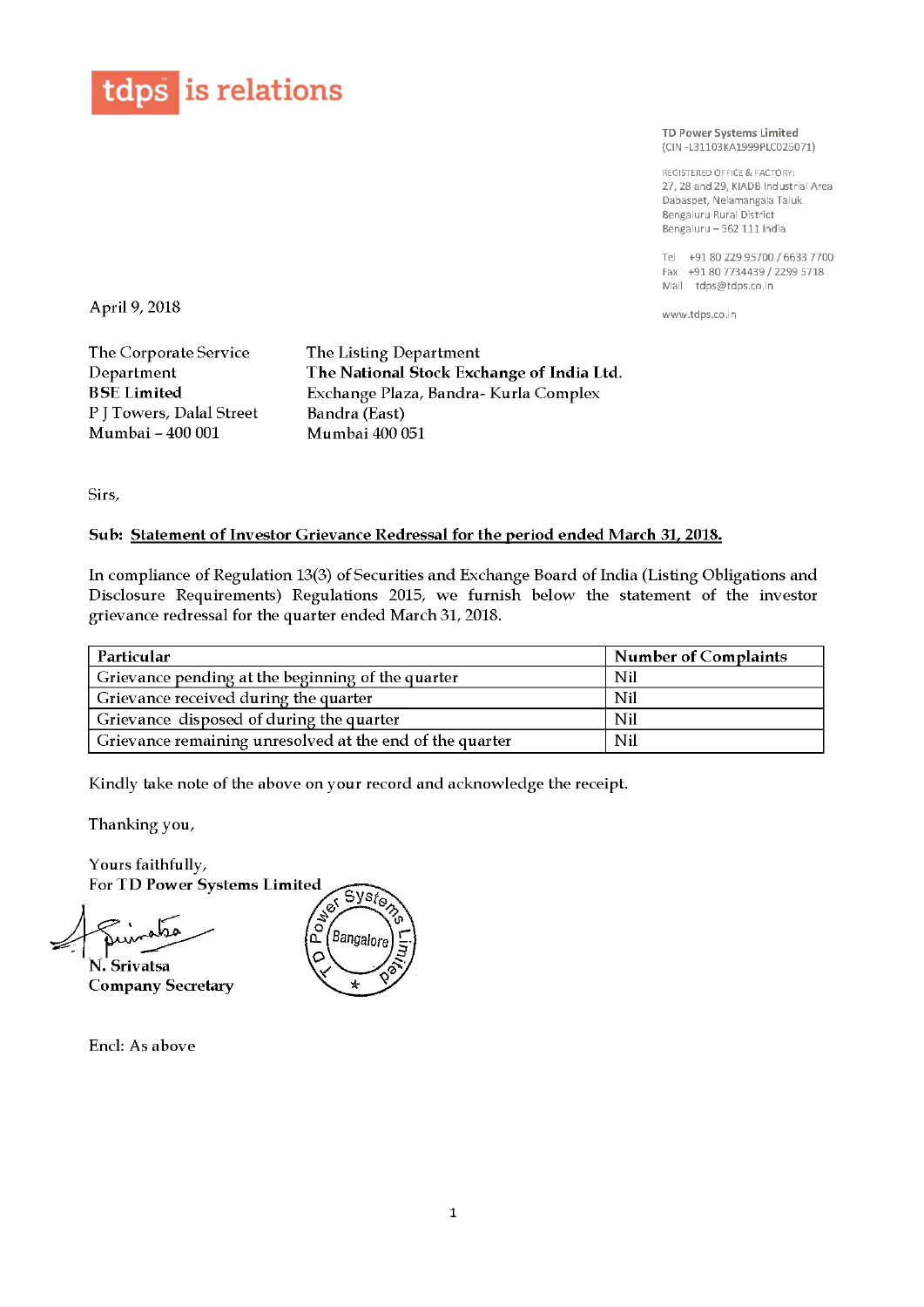tdps is relations

TD Power Systems Limited
(CIN -L31103KA1999PLC025071)

REGISTERED OFFICE & FACTORY:
27, 28 and 29, KIADB Industrial Area
Dabaspet, Nelamangala Taluk
Bengaluru Rural District
Bengaluru – 562 111 India

Tel +91 80 229 95700 / 6633 7700
Fax +91 80 7734439 / 2299 5718
Mail tdps@tdps.co.in

www.tdps.co.in

April 9, 2018

The Corporate Service Department
**BSE Limited**
P J Towers, Dalal Street
Mumbai – 400 001

The Listing Department
**The National Stock Exchange of India Ltd.**
Exchange Plaza, Bandra- Kurla Complex
Bandra (East)
Mumbai 400 051

Sirs,

**Sub: Statement of Investor Grievance Redressal for the period ended March 31, 2018.**

In compliance of Regulation 13(3) of Securities and Exchange Board of India (Listing Obligations and Disclosure Requirements) Regulations 2015, we furnish below the statement of the investor grievance redressal for the quarter ended March 31, 2018.

| Particular | Number of Complaints |
|---|---|
| Grievance pending at the beginning of the quarter | Nil |
| Grievance received during the quarter | Nil |
| Grievance disposed of during the quarter | Nil |
| Grievance remaining unresolved at the end of the quarter | Nil |

Kindly take note of the above on your record and acknowledge the receipt.

Thanking you,

Yours faithfully,
**For TD Power Systems Limited**

**N. Srivatsa**
**Company Secretary**

Encl: As above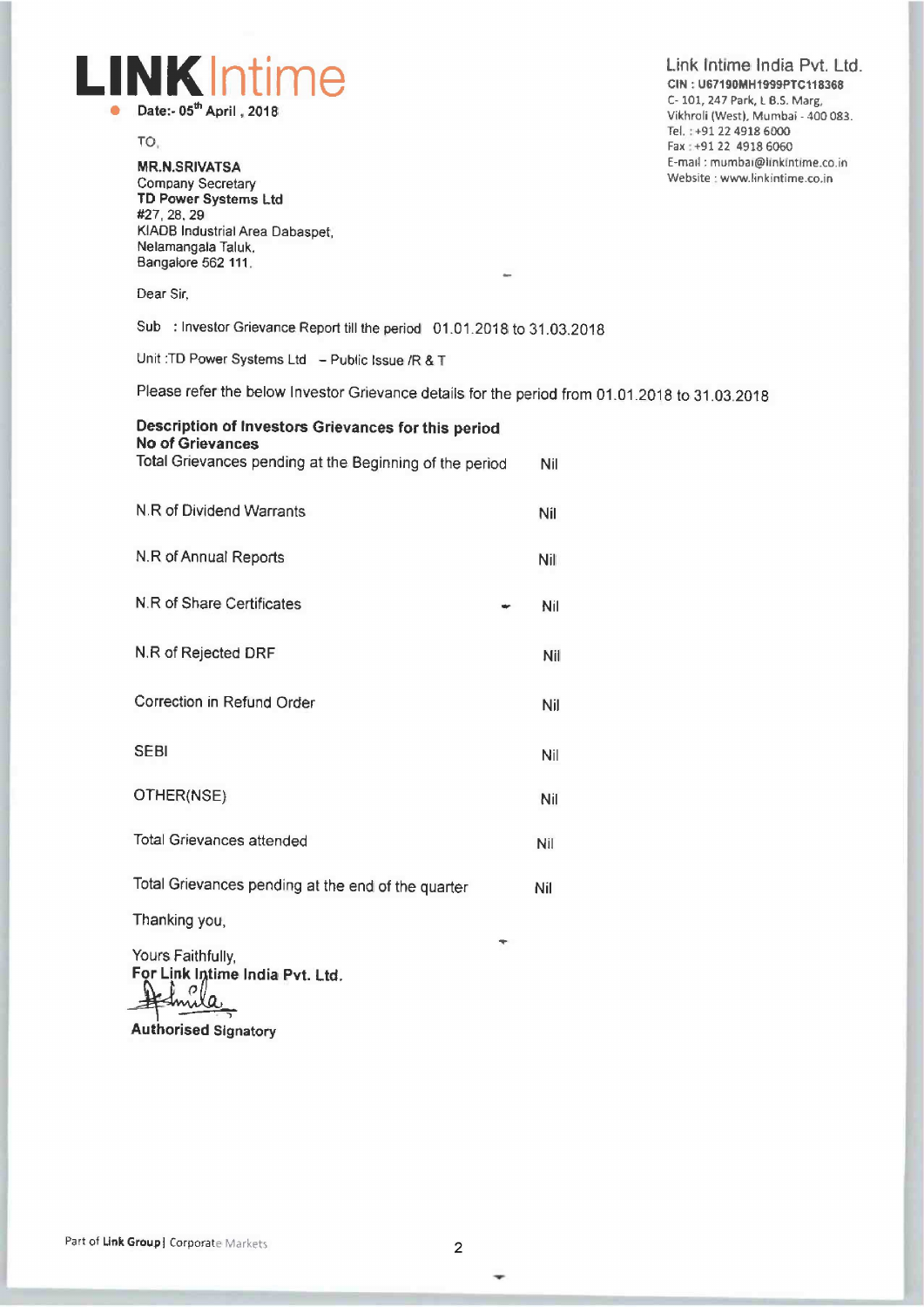# LINK Intime

Link Intime India Pvt. Ltd.
**CIN : U67190MH1999PTC118368**
C- 101, 247 Park, L B.S. Marg,
Vikhroli (West), Mumbai - 400 083.
Tel. : +91 22 4918 6000
Fax : +91 22 4918 6060
E-mail : mumbai@linkintime.co.in
Website : www.linkintime.co.in

**Date:- 05th April , 2018**

TO,

**MR.N.SRIVATSA**
Company Secretary
**TD Power Systems Ltd**
#27, 28, 29
KIADB Industrial Area Dabaspet,
Nelamangala Taluk,
Bangalore 562 111.

Dear Sir,

Sub : Investor Grievance Report till the period 01.01.2018 to 31.03.2018

Unit :TD Power Systems Ltd – Public Issue /R & T

Please refer the below Investor Grievance details for the period from 01.01.2018 to 31.03.2018

| **Description of Investors Grievances for this period** **No of Grievances** | |
|---|---|
| Total Grievances pending at the Beginning of the period | Nil |
| N.R of Dividend Warrants | Nil |
| N.R of Annual Reports | Nil |
| N.R of Share Certificates | Nil |
| N.R of Rejected DRF | Nil |
| Correction in Refund Order | Nil |
| SEBI | Nil |
| OTHER(NSE) | Nil |
| Total Grievances attended | Nil |
| Total Grievances pending at the end of the quarter | Nil |

Thanking you,

Yours Faithfully,
**For Link Intime India Pvt. Ltd.**

**Authorised Signatory**

Part of **Link Group** | Corporate Markets